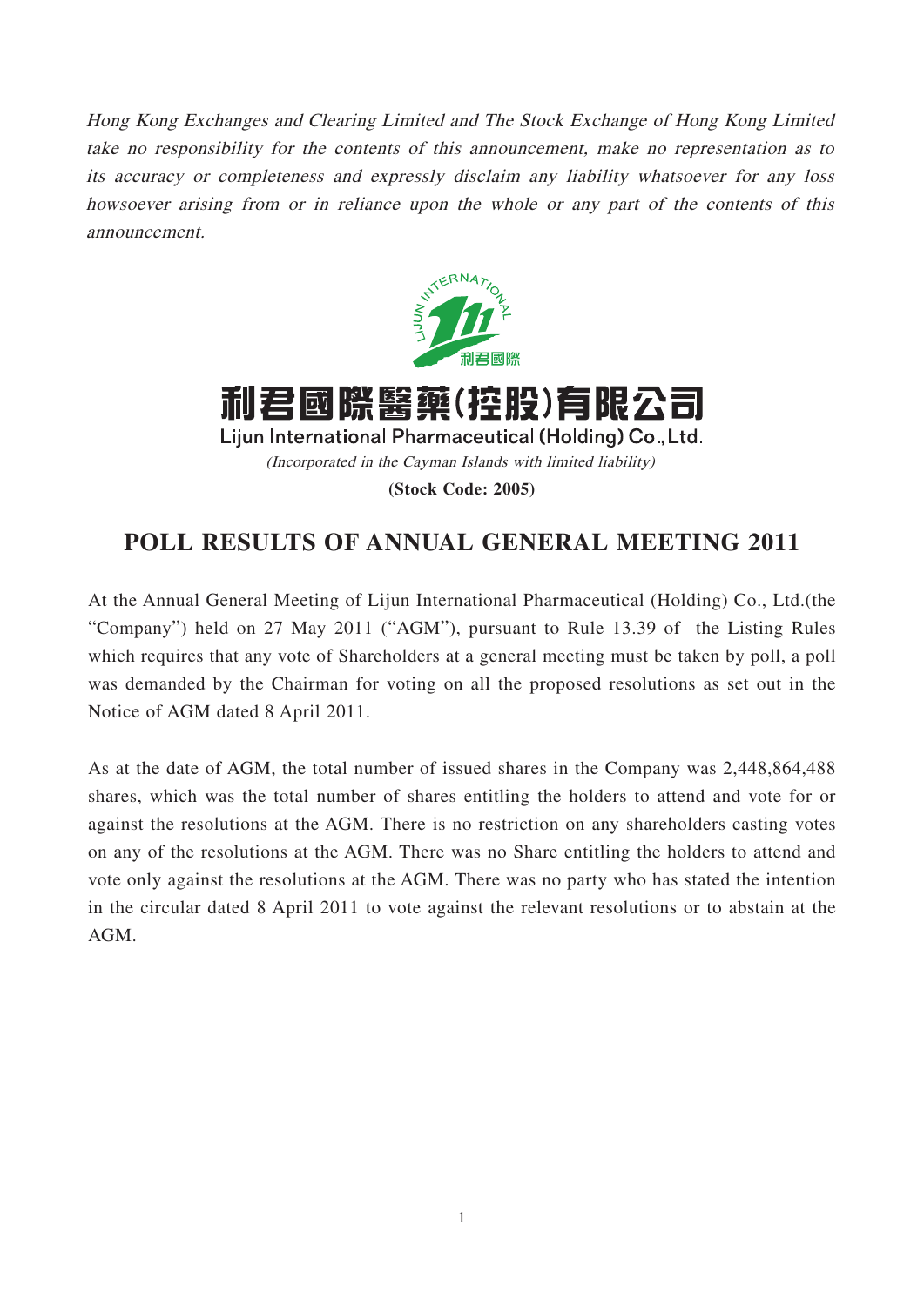*Hong Kong Exchanges and Clearing Limited and The Stock Exchange of Hong Kong Limited take no responsibility for the contents of this announcement, make no representation as to its accuracy or completeness and expressly disclaim any liability whatsoever for any loss howsoever arising from or in reliance upon the whole or any part of the contents of this announcement.*

# 利君國際醫藥(控股)有限公司

**Lijun International Pharmaceutical (Holding) Co., Ltd.**

*(Incorporated in the Cayman Islands with limited liability)*

**(Stock Code: 2005)**

## POLL RESULTS OF ANNUAL GENERAL MEETING 2011

At the Annual General Meeting of Lijun International Pharmaceutical (Holding) Co., Ltd.(the "Company") held on 27 May 2011 ("AGM"), pursuant to Rule 13.39 of the Listing Rules which requires that any vote of Shareholders at a general meeting must be taken by poll, a poll was demanded by the Chairman for voting on all the proposed resolutions as set out in the Notice of AGM dated 8 April 2011.

As at the date of AGM, the total number of issued shares in the Company was 2,448,864,488 shares, which was the total number of shares entitling the holders to attend and vote for or against the resolutions at the AGM. There is no restriction on any shareholders casting votes on any of the resolutions at the AGM. There was no Share entitling the holders to attend and vote only against the resolutions at the AGM. There was no party who has stated the intention in the circular dated 8 April 2011 to vote against the relevant resolutions or to abstain at the AGM.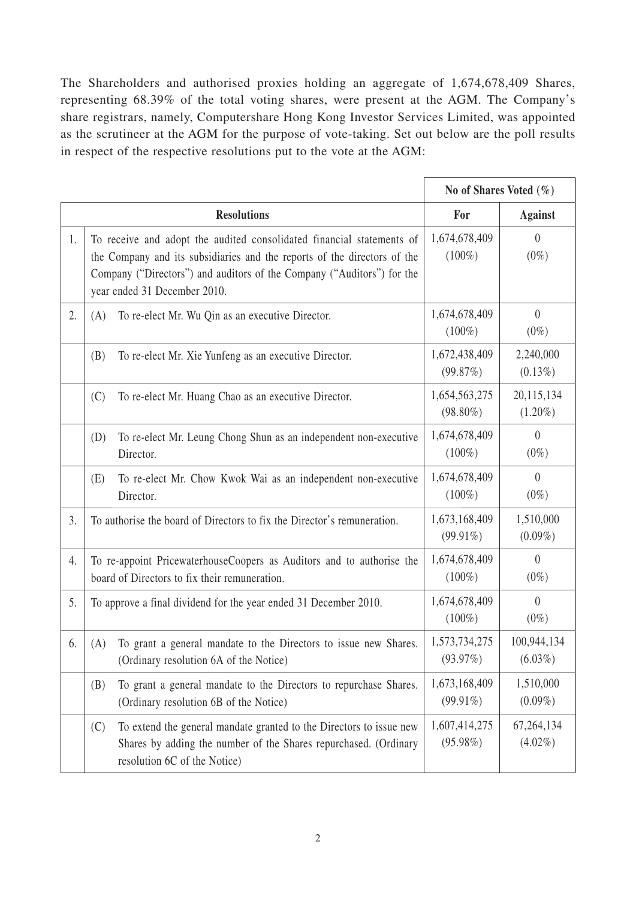The Shareholders and authorised proxies holding an aggregate of 1,674,678,409 Shares, representing 68.39% of the total voting shares, were present at the AGM. The Company's share registrars, namely, Computershare Hong Kong Investor Services Limited, was appointed as the scrutineer at the AGM for the purpose of vote-taking. Set out below are the poll results in respect of the respective resolutions put to the vote at the AGM:

| | | **No of Shares Voted (%)** | |
|---|---|---|---|
| **Resolutions** | | **For** | **Against** |
| 1. | To receive and adopt the audited consolidated financial statements of the Company and its subsidiaries and the reports of the directors of the Company ("Directors") and auditors of the Company ("Auditors") for the year ended 31 December 2010. | 1,674,678,409 (100%) | 0 (0%) |
| 2. | (A) To re-elect Mr. Wu Qin as an executive Director. | 1,674,678,409 (100%) | 0 (0%) |
| | (B) To re-elect Mr. Xie Yunfeng as an executive Director. | 1,672,438,409 (99.87%) | 2,240,000 (0.13%) |
| | (C) To re-elect Mr. Huang Chao as an executive Director. | 1,654,563,275 (98.80%) | 20,115,134 (1.20%) |
| | (D) To re-elect Mr. Leung Chong Shun as an independent non-executive Director. | 1,674,678,409 (100%) | 0 (0%) |
| | (E) To re-elect Mr. Chow Kwok Wai as an independent non-executive Director. | 1,674,678,409 (100%) | 0 (0%) |
| 3. | To authorise the board of Directors to fix the Director's remuneration. | 1,673,168,409 (99.91%) | 1,510,000 (0.09%) |
| 4. | To re-appoint PricewaterhouseCoopers as Auditors and to authorise the board of Directors to fix their remuneration. | 1,674,678,409 (100%) | 0 (0%) |
| 5. | To approve a final dividend for the year ended 31 December 2010. | 1,674,678,409 (100%) | 0 (0%) |
| 6. | (A) To grant a general mandate to the Directors to issue new Shares. (Ordinary resolution 6A of the Notice) | 1,573,734,275 (93.97%) | 100,944,134 (6.03%) |
| | (B) To grant a general mandate to the Directors to repurchase Shares. (Ordinary resolution 6B of the Notice) | 1,673,168,409 (99.91%) | 1,510,000 (0.09%) |
| | (C) To extend the general mandate granted to the Directors to issue new Shares by adding the number of the Shares repurchased. (Ordinary resolution 6C of the Notice) | 1,607,414,275 (95.98%) | 67,264,134 (4.02%) |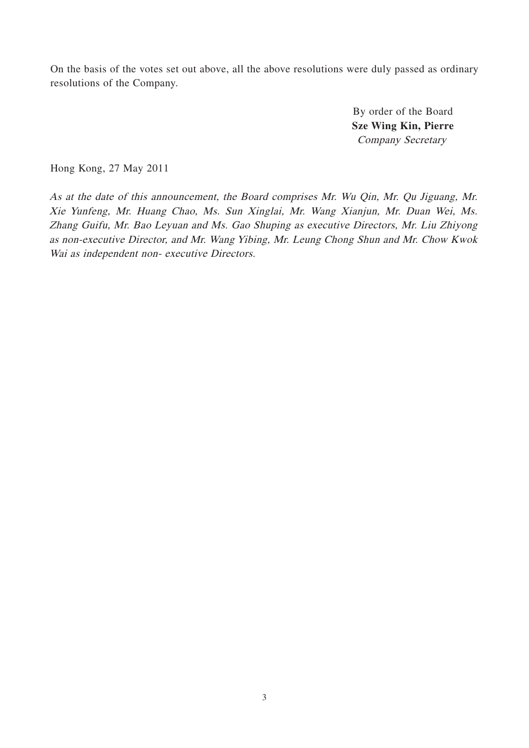On the basis of the votes set out above, all the above resolutions were duly passed as ordinary resolutions of the Company.

By order of the Board
**Sze Wing Kin, Pierre**
*Company Secretary*

Hong Kong, 27 May 2011

*As at the date of this announcement, the Board comprises Mr. Wu Qin, Mr. Qu Jiguang, Mr. Xie Yunfeng, Mr. Huang Chao, Ms. Sun Xinglai, Mr. Wang Xianjun, Mr. Duan Wei, Ms. Zhang Guifu, Mr. Bao Leyuan and Ms. Gao Shuping as executive Directors, Mr. Liu Zhiyong as non-executive Director, and Mr. Wang Yibing, Mr. Leung Chong Shun and Mr. Chow Kwok Wai as independent non- executive Directors.*